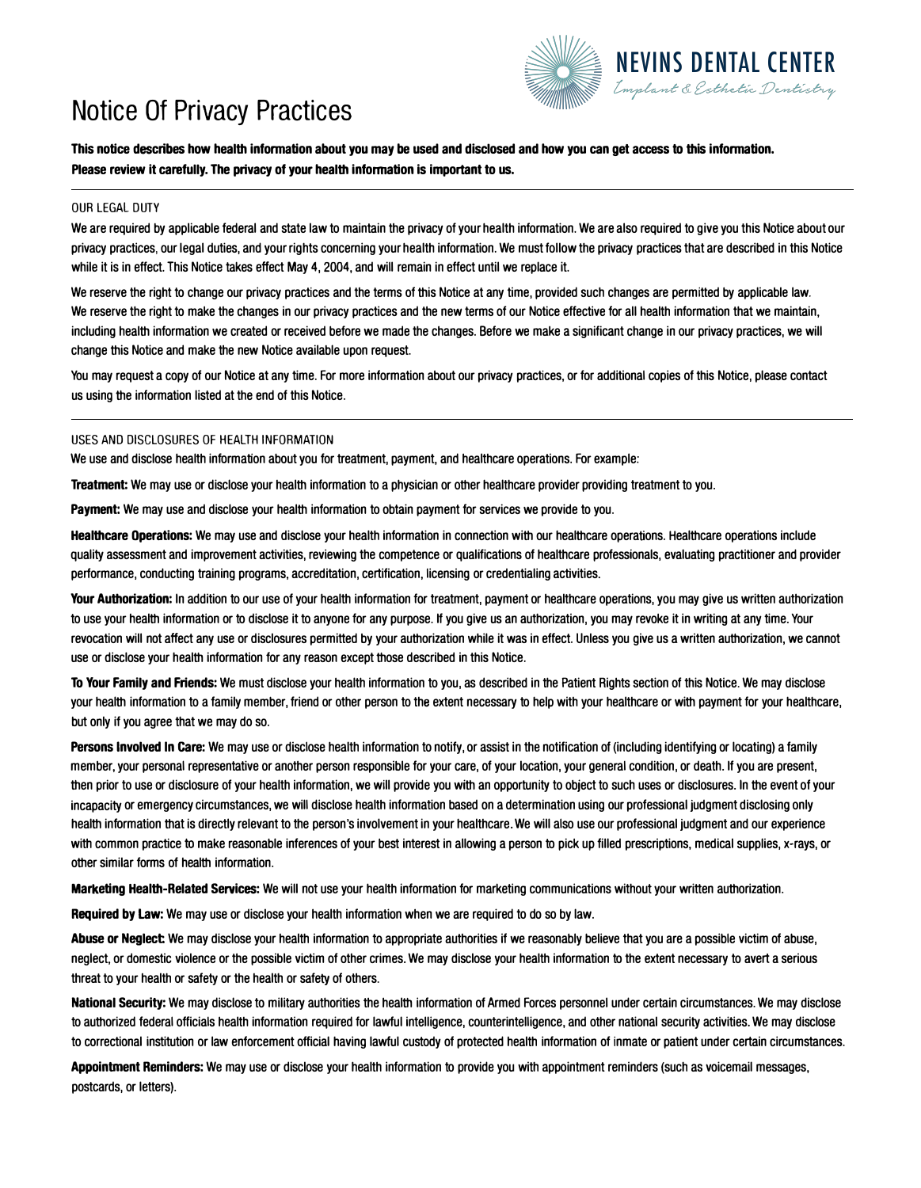NEVINS DENTAL CENTER
*Implant & Esthetic Dentistry*

# Notice Of Privacy Practices

**This notice describes how health information about you may be used and disclosed and how you can get access to this information. Please review it carefully. The privacy of your health information is important to us.**

---

## OUR LEGAL DUTY

We are required by applicable federal and state law to maintain the privacy of your health information. We are also required to give you this Notice about our privacy practices, our legal duties, and your rights concerning your health information. We must follow the privacy practices that are described in this Notice while it is in effect. This Notice takes effect May 4, 2004, and will remain in effect until we replace it.

We reserve the right to change our privacy practices and the terms of this Notice at any time, provided such changes are permitted by applicable law. We reserve the right to make the changes in our privacy practices and the new terms of our Notice effective for all health information that we maintain, including health information we created or received before we made the changes. Before we make a significant change in our privacy practices, we will change this Notice and make the new Notice available upon request.

You may request a copy of our Notice at any time. For more information about our privacy practices, or for additional copies of this Notice, please contact us using the information listed at the end of this Notice.

---

## USES AND DISCLOSURES OF HEALTH INFORMATION

We use and disclose health information about you for treatment, payment, and healthcare operations. For example:

**Treatment:** We may use or disclose your health information to a physician or other healthcare provider providing treatment to you.

**Payment:** We may use and disclose your health information to obtain payment for services we provide to you.

**Healthcare Operations:** We may use and disclose your health information in connection with our healthcare operations. Healthcare operations include quality assessment and improvement activities, reviewing the competence or qualifications of healthcare professionals, evaluating practitioner and provider performance, conducting training programs, accreditation, certification, licensing or credentialing activities.

**Your Authorization:** In addition to our use of your health information for treatment, payment or healthcare operations, you may give us written authorization to use your health information or to disclose it to anyone for any purpose. If you give us an authorization, you may revoke it in writing at any time. Your revocation will not affect any use or disclosures permitted by your authorization while it was in effect. Unless you give us a written authorization, we cannot use or disclose your health information for any reason except those described in this Notice.

**To Your Family and Friends:** We must disclose your health information to you, as described in the Patient Rights section of this Notice. We may disclose your health information to a family member, friend or other person to the extent necessary to help with your healthcare or with payment for your healthcare, but only if you agree that we may do so.

**Persons Involved In Care:** We may use or disclose health information to notify, or assist in the notification of (including identifying or locating) a family member, your personal representative or another person responsible for your care, of your location, your general condition, or death. If you are present, then prior to use or disclosure of your health information, we will provide you with an opportunity to object to such uses or disclosures. In the event of your incapacity or emergency circumstances, we will disclose health information based on a determination using our professional judgment disclosing only health information that is directly relevant to the person's involvement in your healthcare. We will also use our professional judgment and our experience with common practice to make reasonable inferences of your best interest in allowing a person to pick up filled prescriptions, medical supplies, x-rays, or other similar forms of health information.

**Marketing Health-Related Services:** We will not use your health information for marketing communications without your written authorization.

**Required by Law:** We may use or disclose your health information when we are required to do so by law.

**Abuse or Neglect:** We may disclose your health information to appropriate authorities if we reasonably believe that you are a possible victim of abuse, neglect, or domestic violence or the possible victim of other crimes. We may disclose your health information to the extent necessary to avert a serious threat to your health or safety or the health or safety of others.

**National Security:** We may disclose to military authorities the health information of Armed Forces personnel under certain circumstances. We may disclose to authorized federal officials health information required for lawful intelligence, counterintelligence, and other national security activities. We may disclose to correctional institution or law enforcement official having lawful custody of protected health information of inmate or patient under certain circumstances.

**Appointment Reminders:** We may use or disclose your health information to provide you with appointment reminders (such as voicemail messages, postcards, or letters).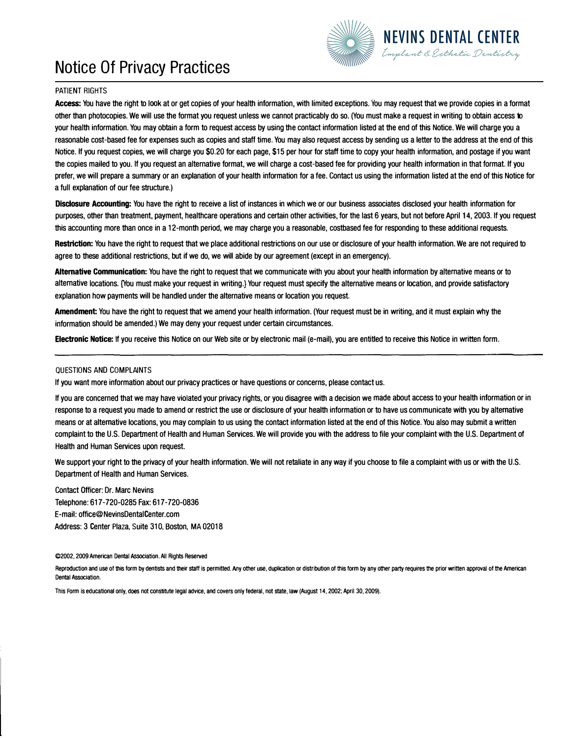NEVINS DENTAL CENTER

*Implant & Esthetic Dentistry*

# Notice Of Privacy Practices

## PATIENT RIGHTS

**Access:** You have the right to look at or get copies of your health information, with limited exceptions. You may request that we provide copies in a format other than photocopies. We will use the format you request unless we cannot practicably do so. (You must make a request in writing to obtain access to your health information. You may obtain a form to request access by using the contact information listed at the end of this Notice. We will charge you a reasonable cost-based fee for expenses such as copies and staff time. You may also request access by sending us a letter to the address at the end of this Notice. If you request copies, we will charge you $0.20 for each page, $15 per hour for staff time to copy your health information, and postage if you want the copies mailed to you. If you request an alternative format, we will charge a cost-based fee for providing your health information in that format. If you prefer, we will prepare a summary or an explanation of your health information for a fee. Contact us using the information listed at the end of this Notice for a full explanation of our fee structure.)

**Disclosure Accounting:** You have the right to receive a list of instances in which we or our business associates disclosed your health information for purposes, other than treatment, payment, healthcare operations and certain other activities, for the last 6 years, but not before April 14, 2003. If you request this accounting more than once in a 12-month period, we may charge you a reasonable, costbased fee for responding to these additional requests.

**Restriction:** You have the right to request that we place additional restrictions on our use or disclosure of your health information. We are not required to agree to these additional restrictions, but if we do, we will abide by our agreement (except in an emergency).

**Alternative Communication:** You have the right to request that we communicate with you about your health information by alternative means or to alternative locations. (You must make your request in writing.) Your request must specify the alternative means or location, and provide satisfactory explanation how payments will be handled under the alternative means or location you request.

**Amendment:** You have the right to request that we amend your health information. (Your request must be in writing, and it must explain why the information should be amended.) We may deny your request under certain circumstances.

**Electronic Notice:** If you receive this Notice on our Web site or by electronic mail (e-mail), you are entitled to receive this Notice in written form.

## QUESTIONS AND COMPLAINTS

If you want more information about our privacy practices or have questions or concerns, please contact us.

If you are concerned that we may have violated your privacy rights, or you disagree with a decision we made about access to your health information or in response to a request you made to amend or restrict the use or disclosure of your health information or to have us communicate with you by alternative means or at alternative locations, you may complain to us using the contact information listed at the end of this Notice. You also may submit a written complaint to the U.S. Department of Health and Human Services. We will provide you with the address to file your complaint with the U.S. Department of Health and Human Services upon request.

We support your right to the privacy of your health information. We will not retaliate in any way if you choose to file a complaint with us or with the U.S. Department of Health and Human Services.

Contact Officer: Dr. Marc Nevins
Telephone: 617-720-0285 Fax: 617-720-0836
E-mail: office@NevinsDentalCenter.com
Address: 3 Center Plaza, Suite 310, Boston, MA 02018

©2002, 2009 American Dental Association. All Rights Reserved

Reproduction and use of this form by dentists and their staff is permitted. Any other use, duplication or distribution of this form by any other party requires the prior written approval of the American Dental Association.

This Form is educational only, does not constitute legal advice, and covers only federal, not state, law (August 14, 2002; April 30, 2009).